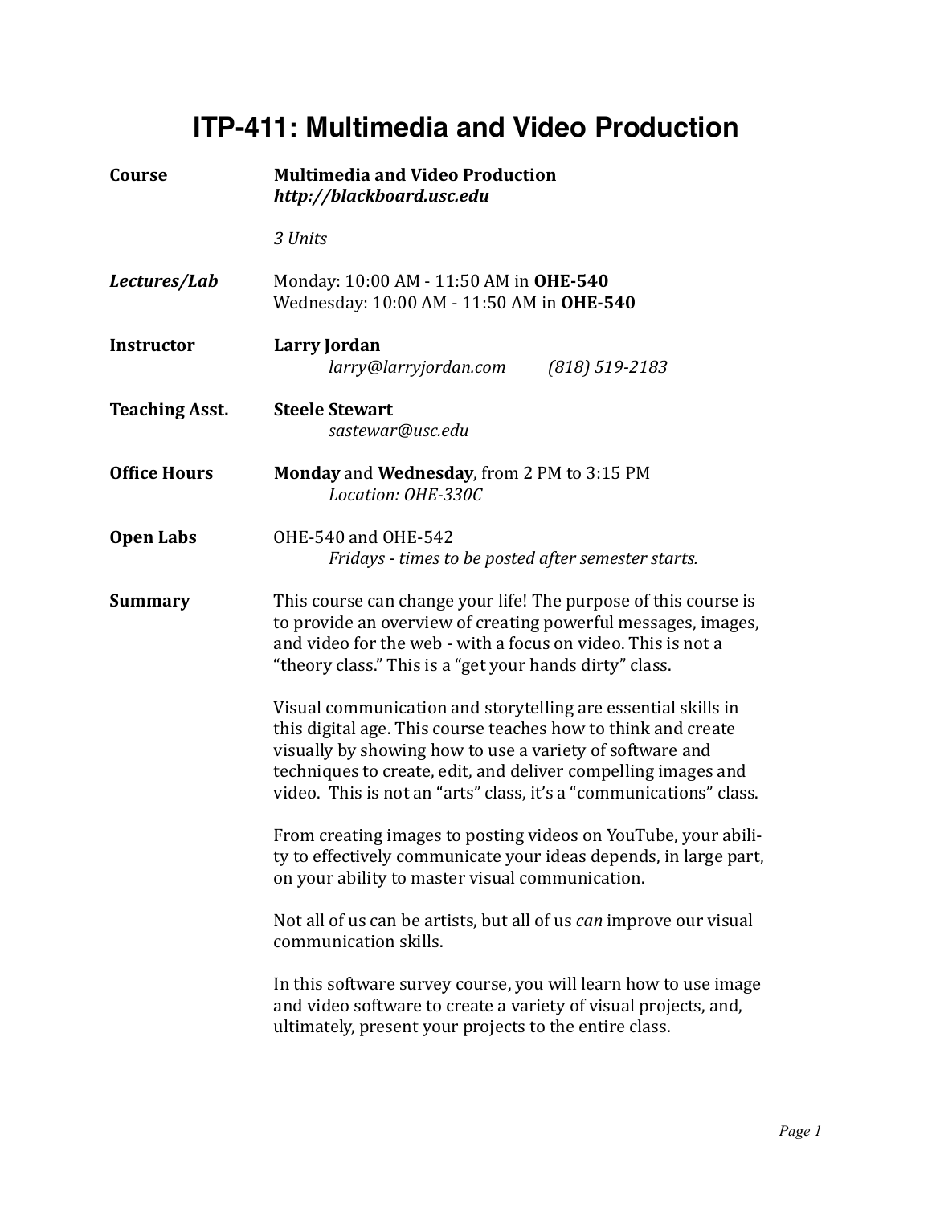# ITP-411: Multimedia and Video Production

**Course** — **Multimedia and Video Production**
***http://blackboard.usc.edu***

*3 Units*

***Lectures/Lab*** — Monday: 10:00 AM - 11:50 AM in **OHE-540**
Wednesday: 10:00 AM - 11:50 AM in **OHE-540**

**Instructor** — **Larry Jordan**
*larry@larryjordan.com* *(818) 519-2183*

**Teaching Asst.** — **Steele Stewart**
*sastewar@usc.edu*

**Office Hours** — **Monday** and **Wednesday**, from 2 PM to 3:15 PM
*Location: OHE-330C*

**Open Labs** — OHE-540 and OHE-542
*Fridays - times to be posted after semester starts.*

**Summary**

This course can change your life! The purpose of this course is to provide an overview of creating powerful messages, images, and video for the web - with a focus on video. This is not a "theory class." This is a "get your hands dirty" class.

Visual communication and storytelling are essential skills in this digital age. This course teaches how to think and create visually by showing how to use a variety of software and techniques to create, edit, and deliver compelling images and video. This is not an "arts" class, it's a "communications" class.

From creating images to posting videos on YouTube, your ability to effectively communicate your ideas depends, in large part, on your ability to master visual communication.

Not all of us can be artists, but all of us *can* improve our visual communication skills.

In this software survey course, you will learn how to use image and video software to create a variety of visual projects, and, ultimately, present your projects to the entire class.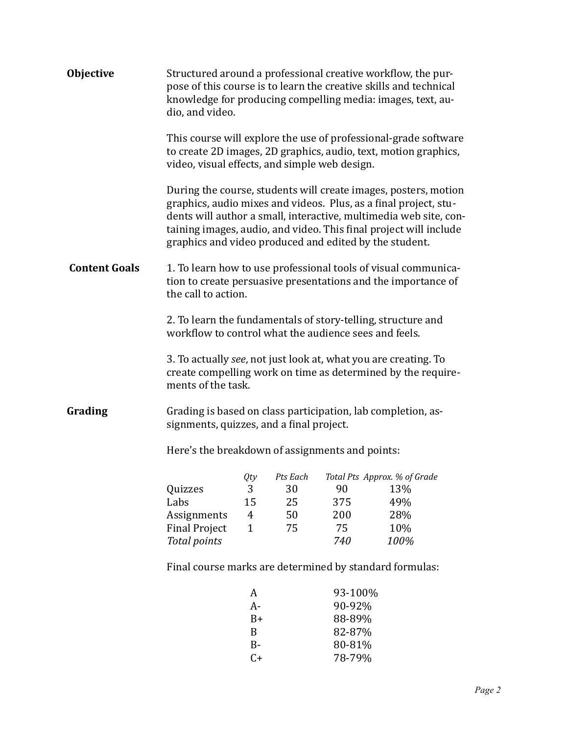## Objective

Structured around a professional creative workflow, the purpose of this course is to learn the creative skills and technical knowledge for producing compelling media: images, text, audio, and video.

This course will explore the use of professional-grade software to create 2D images, 2D graphics, audio, text, motion graphics, video, visual effects, and simple web design.

During the course, students will create images, posters, motion graphics, audio mixes and videos. Plus, as a final project, students will author a small, interactive, multimedia web site, containing images, audio, and video. This final project will include graphics and video produced and edited by the student.

## Content Goals

1. To learn how to use professional tools of visual communication to create persuasive presentations and the importance of the call to action.

2. To learn the fundamentals of story-telling, structure and workflow to control what the audience sees and feels.

3. To actually *see*, not just look at, what you are creating. To create compelling work on time as determined by the requirements of the task.

## Grading

Grading is based on class participation, lab completion, assignments, quizzes, and a final project.

Here's the breakdown of assignments and points:

| | *Qty* | *Pts Each* | *Total Pts* | *Approx. % of Grade* |
|---|---|---|---|---|
| Quizzes | 3 | 30 | 90 | 13% |
| Labs | 15 | 25 | 375 | 49% |
| Assignments | 4 | 50 | 200 | 28% |
| Final Project | 1 | 75 | 75 | 10% |
| *Total points* | | | *740* | *100%* |

Final course marks are determined by standard formulas:

| | |
|---|---|
| A | 93-100% |
| A- | 90-92% |
| B+ | 88-89% |
| B | 82-87% |
| B- | 80-81% |
| C+ | 78-79% |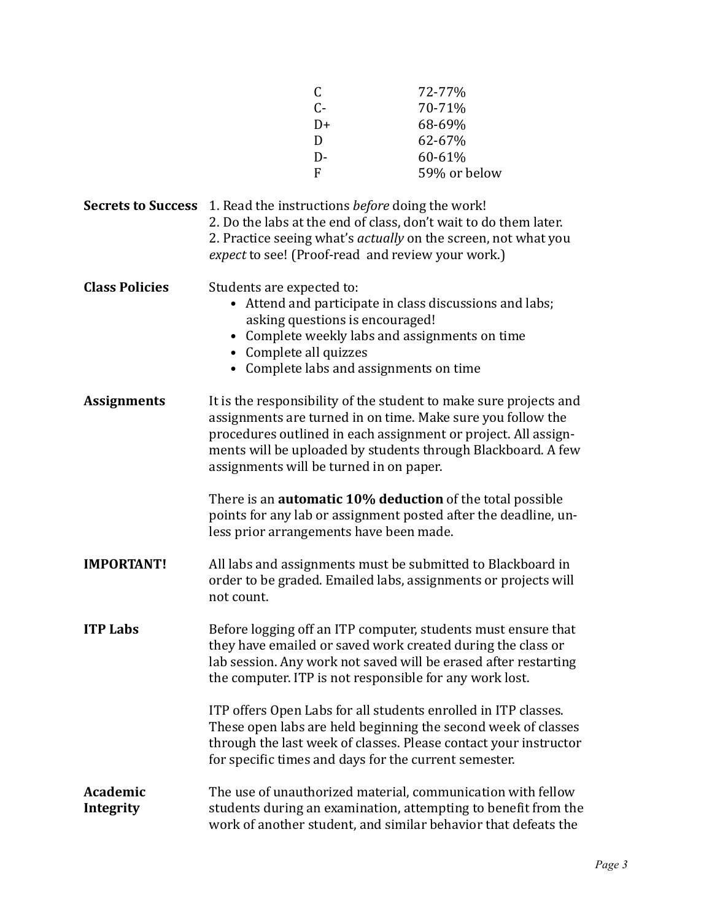| Grade | Percentage |
|---|---|
| C | 72-77% |
| C- | 70-71% |
| D+ | 68-69% |
| D | 62-67% |
| D- | 60-61% |
| F | 59% or below |

**Secrets to Success**

1. Read the instructions *before* doing the work!
2. Do the labs at the end of class, don't wait to do them later.
2. Practice seeing what's *actually* on the screen, not what you *expect* to see! (Proof-read and review your work.)

**Class Policies**

Students are expected to:

- Attend and participate in class discussions and labs; asking questions is encouraged!
- Complete weekly labs and assignments on time
- Complete all quizzes
- Complete labs and assignments on time

**Assignments**

It is the responsibility of the student to make sure projects and assignments are turned in on time. Make sure you follow the procedures outlined in each assignment or project. All assignments will be uploaded by students through Blackboard. A few assignments will be turned in on paper.

There is an **automatic 10% deduction** of the total possible points for any lab or assignment posted after the deadline, unless prior arrangements have been made.

**IMPORTANT!**

All labs and assignments must be submitted to Blackboard in order to be graded. Emailed labs, assignments or projects will not count.

**ITP Labs**

Before logging off an ITP computer, students must ensure that they have emailed or saved work created during the class or lab session. Any work not saved will be erased after restarting the computer. ITP is not responsible for any work lost.

ITP offers Open Labs for all students enrolled in ITP classes. These open labs are held beginning the second week of classes through the last week of classes. Please contact your instructor for specific times and days for the current semester.

**Academic Integrity**

The use of unauthorized material, communication with fellow students during an examination, attempting to benefit from the work of another student, and similar behavior that defeats the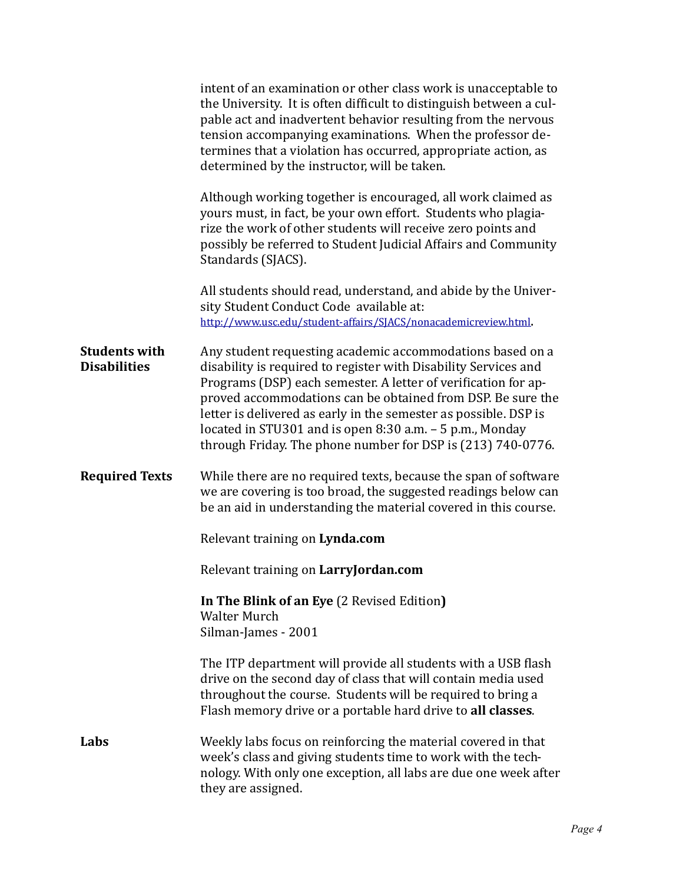intent of an examination or other class work is unacceptable to the University. It is often difficult to distinguish between a culpable act and inadvertent behavior resulting from the nervous tension accompanying examinations. When the professor determines that a violation has occurred, appropriate action, as determined by the instructor, will be taken.

Although working together is encouraged, all work claimed as yours must, in fact, be your own effort. Students who plagiarize the work of other students will receive zero points and possibly be referred to Student Judicial Affairs and Community Standards (SJACS).

All students should read, understand, and abide by the University Student Conduct Code available at: [http://www.usc.edu/student-affairs/SJACS/nonacademicreview.html](http://www.usc.edu/student-affairs/SJACS/nonacademicreview.html).

**Students with Disabilities**

Any student requesting academic accommodations based on a disability is required to register with Disability Services and Programs (DSP) each semester. A letter of verification for approved accommodations can be obtained from DSP. Be sure the letter is delivered as early in the semester as possible. DSP is located in STU301 and is open 8:30 a.m. – 5 p.m., Monday through Friday. The phone number for DSP is (213) 740-0776.

**Required Texts**

While there are no required texts, because the span of software we are covering is too broad, the suggested readings below can be an aid in understanding the material covered in this course.

Relevant training on **Lynda.com**

Relevant training on **LarryJordan.com**

**In The Blink of an Eye** (2 Revised Edition**)**
Walter Murch
Silman-James - 2001

The ITP department will provide all students with a USB flash drive on the second day of class that will contain media used throughout the course. Students will be required to bring a Flash memory drive or a portable hard drive to **all classes**.

**Labs**

Weekly labs focus on reinforcing the material covered in that week's class and giving students time to work with the technology. With only one exception, all labs are due one week after they are assigned.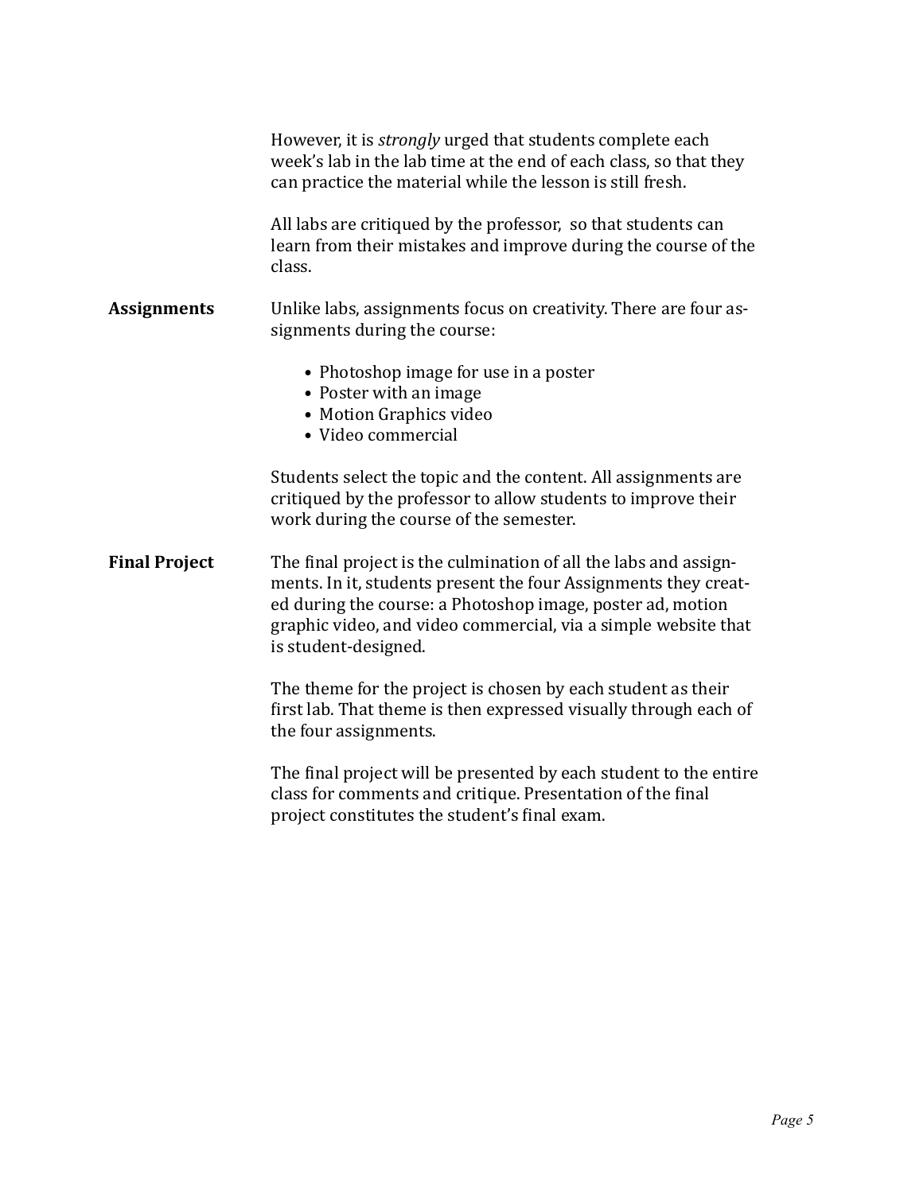However, it is *strongly* urged that students complete each week's lab in the lab time at the end of each class, so that they can practice the material while the lesson is still fresh.

All labs are critiqued by the professor, so that students can learn from their mistakes and improve during the course of the class.

**Assignments**

Unlike labs, assignments focus on creativity. There are four assignments during the course:

- Photoshop image for use in a poster
- Poster with an image
- Motion Graphics video
- Video commercial

Students select the topic and the content. All assignments are critiqued by the professor to allow students to improve their work during the course of the semester.

**Final Project**

The final project is the culmination of all the labs and assignments. In it, students present the four Assignments they created during the course: a Photoshop image, poster ad, motion graphic video, and video commercial, via a simple website that is student-designed.

The theme for the project is chosen by each student as their first lab. That theme is then expressed visually through each of the four assignments.

The final project will be presented by each student to the entire class for comments and critique. Presentation of the final project constitutes the student's final exam.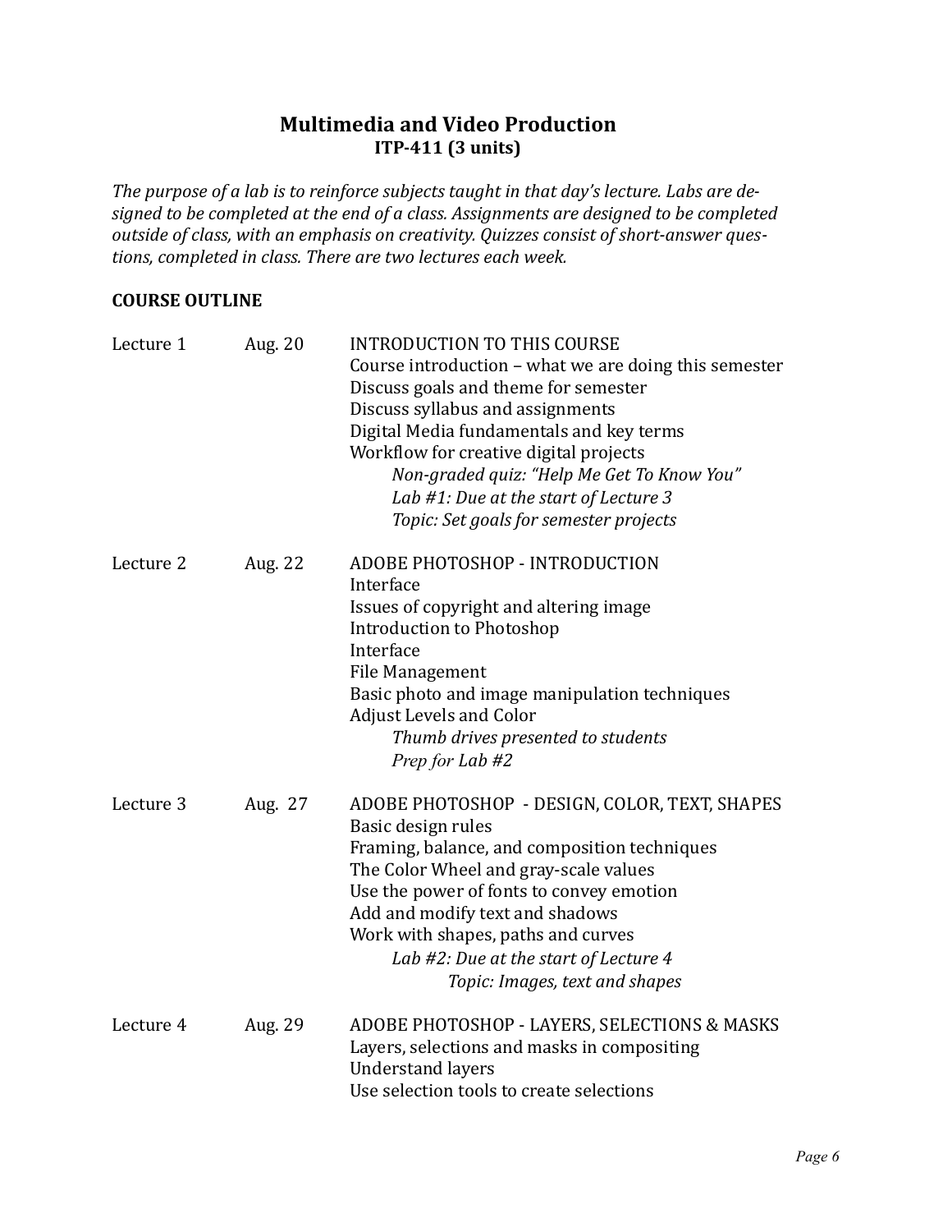## Multimedia and Video Production
### ITP-411 (3 units)

*The purpose of a lab is to reinforce subjects taught in that day's lecture. Labs are designed to be completed at the end of a class. Assignments are designed to be completed outside of class, with an emphasis on creativity. Quizzes consist of short-answer questions, completed in class. There are two lectures each week.*

**COURSE OUTLINE**

| | | |
|---|---|---|
| Lecture 1 | Aug. 20 | INTRODUCTION TO THIS COURSE<br>Course introduction – what we are doing this semester<br>Discuss goals and theme for semester<br>Discuss syllabus and assignments<br>Digital Media fundamentals and key terms<br>Workflow for creative digital projects<br>*Non-graded quiz: "Help Me Get To Know You"*<br>*Lab #1: Due at the start of Lecture 3*<br>*Topic: Set goals for semester projects* |
| Lecture 2 | Aug. 22 | ADOBE PHOTOSHOP - INTRODUCTION<br>Interface<br>Issues of copyright and altering image<br>Introduction to Photoshop<br>Interface<br>File Management<br>Basic photo and image manipulation techniques<br>Adjust Levels and Color<br>*Thumb drives presented to students*<br>*Prep for Lab #2* |
| Lecture 3 | Aug. 27 | ADOBE PHOTOSHOP - DESIGN, COLOR, TEXT, SHAPES<br>Basic design rules<br>Framing, balance, and composition techniques<br>The Color Wheel and gray-scale values<br>Use the power of fonts to convey emotion<br>Add and modify text and shadows<br>Work with shapes, paths and curves<br>*Lab #2: Due at the start of Lecture 4*<br>*Topic: Images, text and shapes* |
| Lecture 4 | Aug. 29 | ADOBE PHOTOSHOP - LAYERS, SELECTIONS & MASKS<br>Layers, selections and masks in compositing<br>Understand layers<br>Use selection tools to create selections |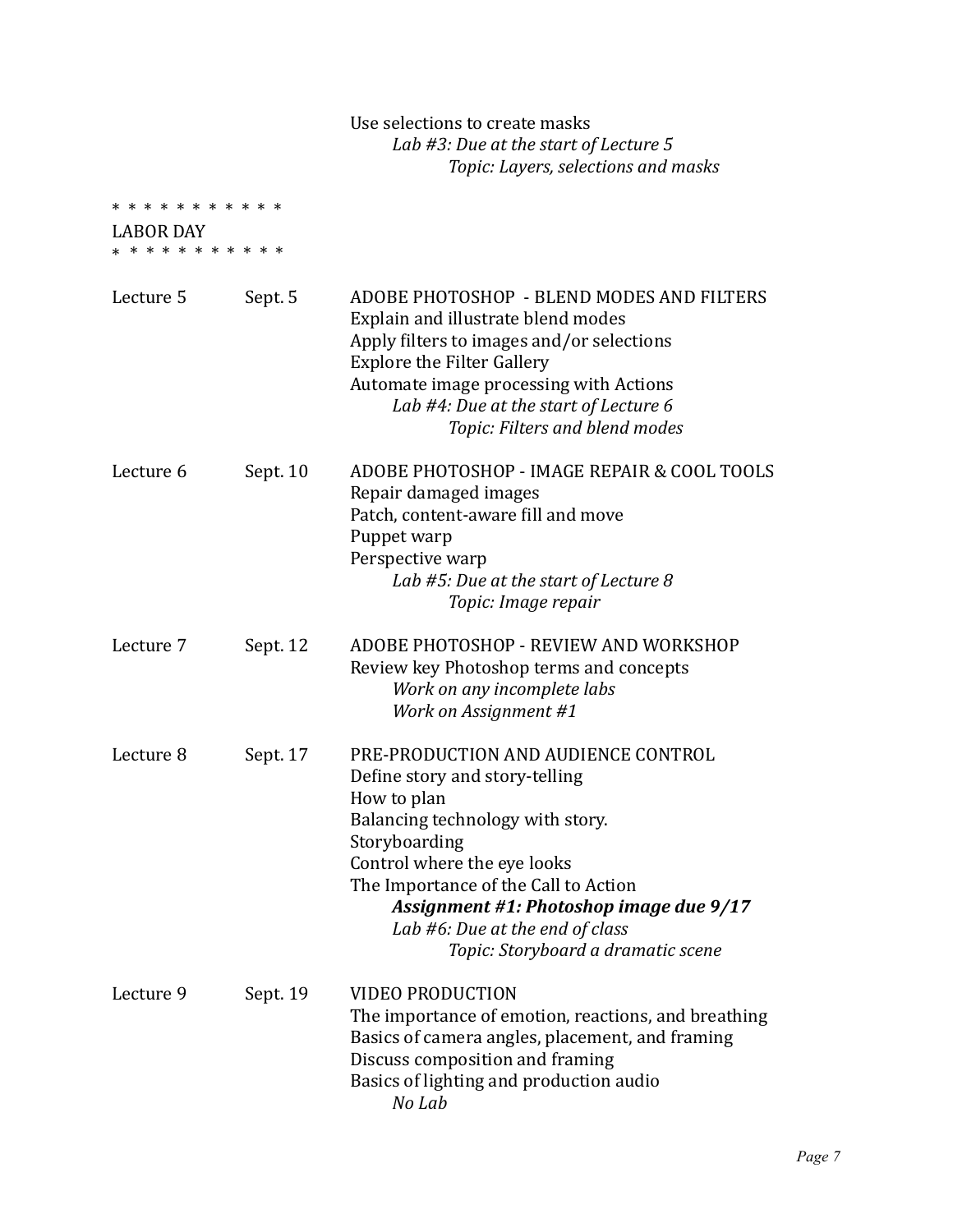Use selections to create masks

*Lab #3: Due at the start of Lecture 5*

*Topic: Layers, selections and masks*

\* \* \* \* \* \* \* \* \* \* \*

LABOR DAY

\* \* \* \* \* \* \* \* \* \* \*

| | | |
|---|---|---|
| Lecture 5 | Sept. 5 | ADOBE PHOTOSHOP - BLEND MODES AND FILTERS<br>Explain and illustrate blend modes<br>Apply filters to images and/or selections<br>Explore the Filter Gallery<br>Automate image processing with Actions<br>*Lab #4: Due at the start of Lecture 6*<br>*Topic: Filters and blend modes* |
| Lecture 6 | Sept. 10 | ADOBE PHOTOSHOP - IMAGE REPAIR & COOL TOOLS<br>Repair damaged images<br>Patch, content-aware fill and move<br>Puppet warp<br>Perspective warp<br>*Lab #5: Due at the start of Lecture 8*<br>*Topic: Image repair* |
| Lecture 7 | Sept. 12 | ADOBE PHOTOSHOP - REVIEW AND WORKSHOP<br>Review key Photoshop terms and concepts<br>*Work on any incomplete labs*<br>*Work on Assignment #1* |
| Lecture 8 | Sept. 17 | PRE-PRODUCTION AND AUDIENCE CONTROL<br>Define story and story-telling<br>How to plan<br>Balancing technology with story.<br>Storyboarding<br>Control where the eye looks<br>The Importance of the Call to Action<br>***Assignment #1: Photoshop image due 9/17***<br>*Lab #6: Due at the end of class*<br>*Topic: Storyboard a dramatic scene* |
| Lecture 9 | Sept. 19 | VIDEO PRODUCTION<br>The importance of emotion, reactions, and breathing<br>Basics of camera angles, placement, and framing<br>Discuss composition and framing<br>Basics of lighting and production audio<br>*No Lab* |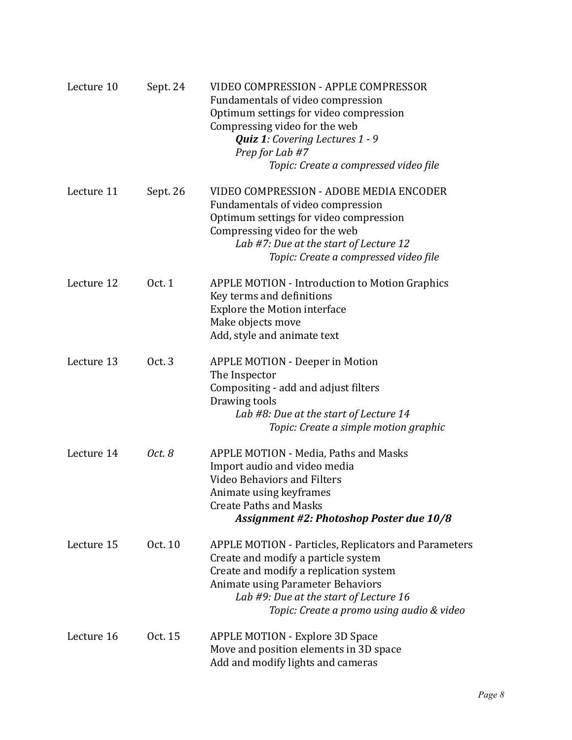| | | |
|---|---|---|
| Lecture 10 | Sept. 24 | VIDEO COMPRESSION - APPLE COMPRESSOR<br>Fundamentals of video compression<br>Optimum settings for video compression<br>Compressing video for the web<br>***Quiz 1****: Covering Lectures 1 - 9*<br>*Prep for Lab #7*<br>*Topic: Create a compressed video file* |
| Lecture 11 | Sept. 26 | VIDEO COMPRESSION - ADOBE MEDIA ENCODER<br>Fundamentals of video compression<br>Optimum settings for video compression<br>Compressing video for the web<br>*Lab #7: Due at the start of Lecture 12*<br>*Topic: Create a compressed video file* |
| Lecture 12 | Oct. 1 | APPLE MOTION - Introduction to Motion Graphics<br>Key terms and definitions<br>Explore the Motion interface<br>Make objects move<br>Add, style and animate text |
| Lecture 13 | Oct. 3 | APPLE MOTION - Deeper in Motion<br>The Inspector<br>Compositing - add and adjust filters<br>Drawing tools<br>*Lab #8: Due at the start of Lecture 14*<br>*Topic: Create a simple motion graphic* |
| Lecture 14 | *Oct. 8* | APPLE MOTION - Media, Paths and Masks<br>Import audio and video media<br>Video Behaviors and Filters<br>Animate using keyframes<br>Create Paths and Masks<br>***Assignment #2: Photoshop Poster due 10/8*** |
| Lecture 15 | Oct. 10 | APPLE MOTION - Particles, Replicators and Parameters<br>Create and modify a particle system<br>Create and modify a replication system<br>Animate using Parameter Behaviors<br>*Lab #9: Due at the start of Lecture 16*<br>*Topic: Create a promo using audio & video* |
| Lecture 16 | Oct. 15 | APPLE MOTION - Explore 3D Space<br>Move and position elements in 3D space<br>Add and modify lights and cameras |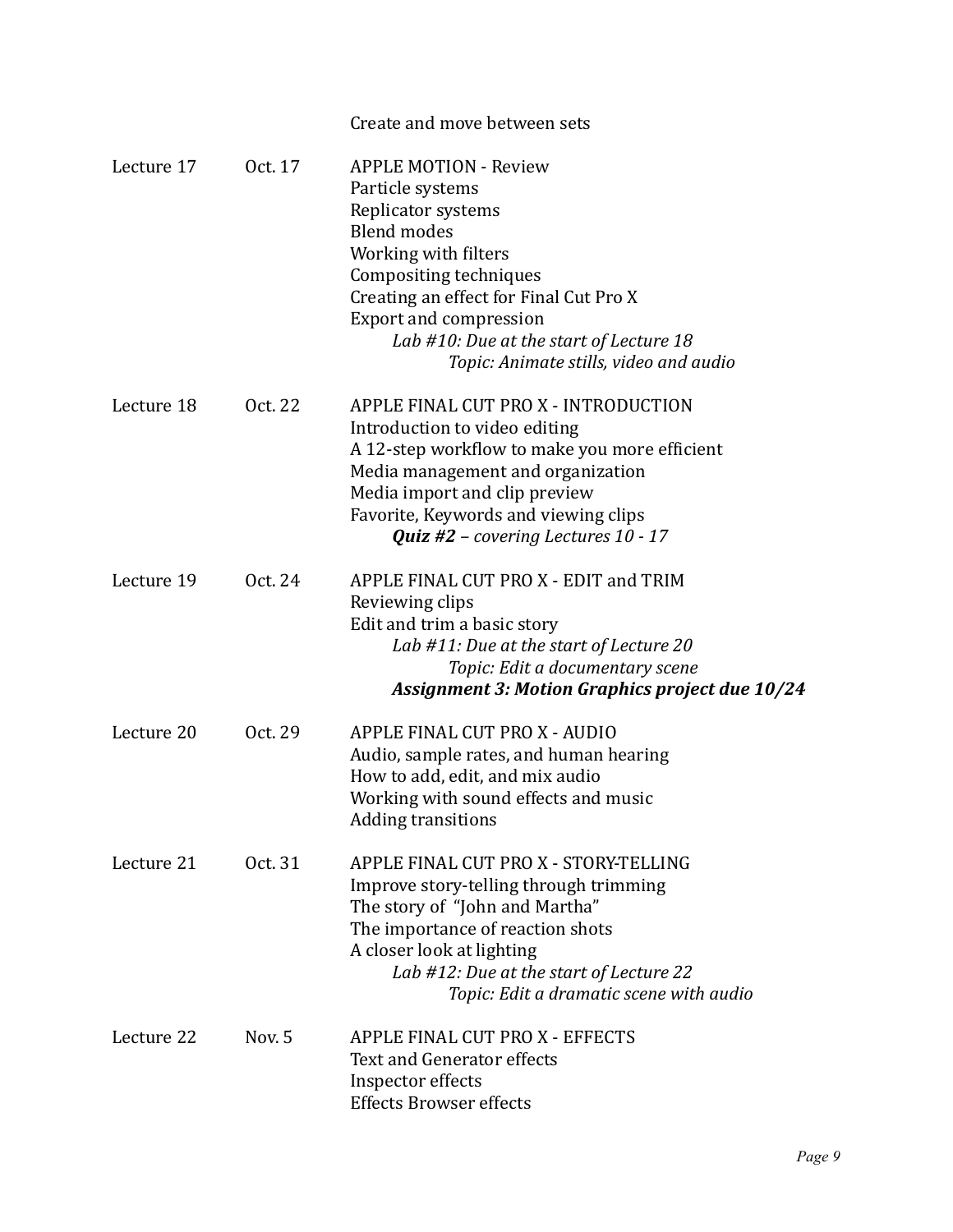| | | |
|---|---|---|
| | | Create and move between sets |
| Lecture 17 | Oct. 17 | APPLE MOTION - Review<br>Particle systems<br>Replicator systems<br>Blend modes<br>Working with filters<br>Compositing techniques<br>Creating an effect for Final Cut Pro X<br>Export and compression<br>*Lab #10: Due at the start of Lecture 18*<br>*Topic: Animate stills, video and audio* |
| Lecture 18 | Oct. 22 | APPLE FINAL CUT PRO X - INTRODUCTION<br>Introduction to video editing<br>A 12-step workflow to make you more efficient<br>Media management and organization<br>Media import and clip preview<br>Favorite, Keywords and viewing clips<br>***Quiz #2** – covering Lectures 10 - 17* |
| Lecture 19 | Oct. 24 | APPLE FINAL CUT PRO X - EDIT and TRIM<br>Reviewing clips<br>Edit and trim a basic story<br>*Lab #11: Due at the start of Lecture 20*<br>*Topic: Edit a documentary scene*<br>***Assignment 3: Motion Graphics project due 10/24*** |
| Lecture 20 | Oct. 29 | APPLE FINAL CUT PRO X - AUDIO<br>Audio, sample rates, and human hearing<br>How to add, edit, and mix audio<br>Working with sound effects and music<br>Adding transitions |
| Lecture 21 | Oct. 31 | APPLE FINAL CUT PRO X - STORY-TELLING<br>Improve story-telling through trimming<br>The story of "John and Martha"<br>The importance of reaction shots<br>A closer look at lighting<br>*Lab #12: Due at the start of Lecture 22*<br>*Topic: Edit a dramatic scene with audio* |
| Lecture 22 | Nov. 5 | APPLE FINAL CUT PRO X - EFFECTS<br>Text and Generator effects<br>Inspector effects<br>Effects Browser effects |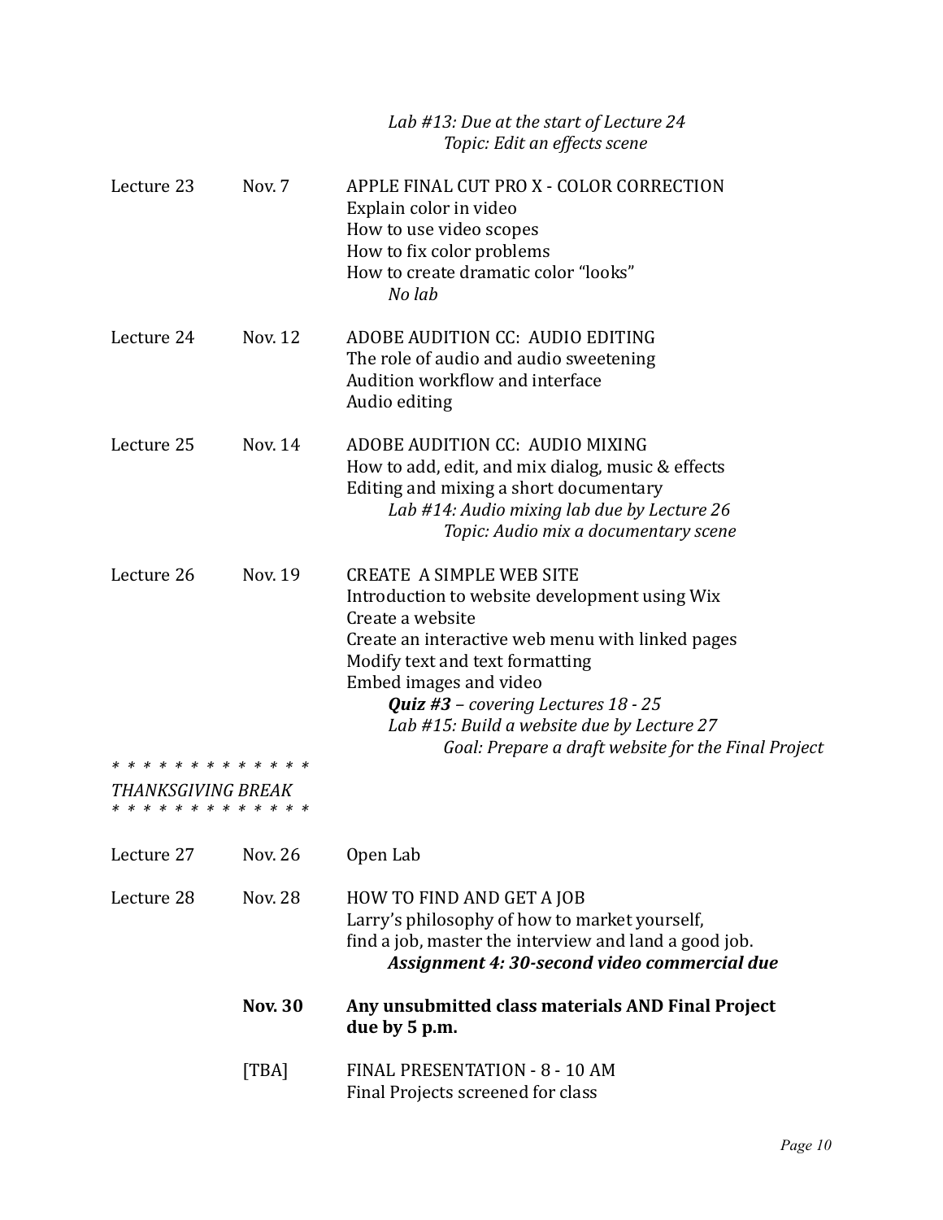*Lab #13: Due at the start of Lecture 24*
*Topic: Edit an effects scene*

| | | |
|---|---|---|
| Lecture 23 | Nov. 7 | APPLE FINAL CUT PRO X - COLOR CORRECTION<br>Explain color in video<br>How to use video scopes<br>How to fix color problems<br>How to create dramatic color "looks"<br>*No lab* |
| Lecture 24 | Nov. 12 | ADOBE AUDITION CC: AUDIO EDITING<br>The role of audio and audio sweetening<br>Audition workflow and interface<br>Audio editing |
| Lecture 25 | Nov. 14 | ADOBE AUDITION CC: AUDIO MIXING<br>How to add, edit, and mix dialog, music & effects<br>Editing and mixing a short documentary<br>*Lab #14: Audio mixing lab due by Lecture 26*<br>*Topic: Audio mix a documentary scene* |
| Lecture 26 | Nov. 19 | CREATE A SIMPLE WEB SITE<br>Introduction to website development using Wix<br>Create a website<br>Create an interactive web menu with linked pages<br>Modify text and text formatting<br>Embed images and video<br>***Quiz #3** – covering Lectures 18 - 25*<br>*Lab #15: Build a website due by Lecture 27*<br>*Goal: Prepare a draft website for the Final Project* |

*\* \* \* \* \* \* \* \* \* \* \* \* \**
*THANKSGIVING BREAK*
*\* \* \* \* \* \* \* \* \* \* \* \* \**

| | | |
|---|---|---|
| Lecture 27 | Nov. 26 | Open Lab |
| Lecture 28 | Nov. 28 | HOW TO FIND AND GET A JOB<br>Larry's philosophy of how to market yourself,<br>find a job, master the interview and land a good job.<br>***Assignment 4: 30-second video commercial due*** |
| | **Nov. 30** | **Any unsubmitted class materials AND Final Project due by 5 p.m.** |
| | [TBA] | FINAL PRESENTATION - 8 - 10 AM<br>Final Projects screened for class |